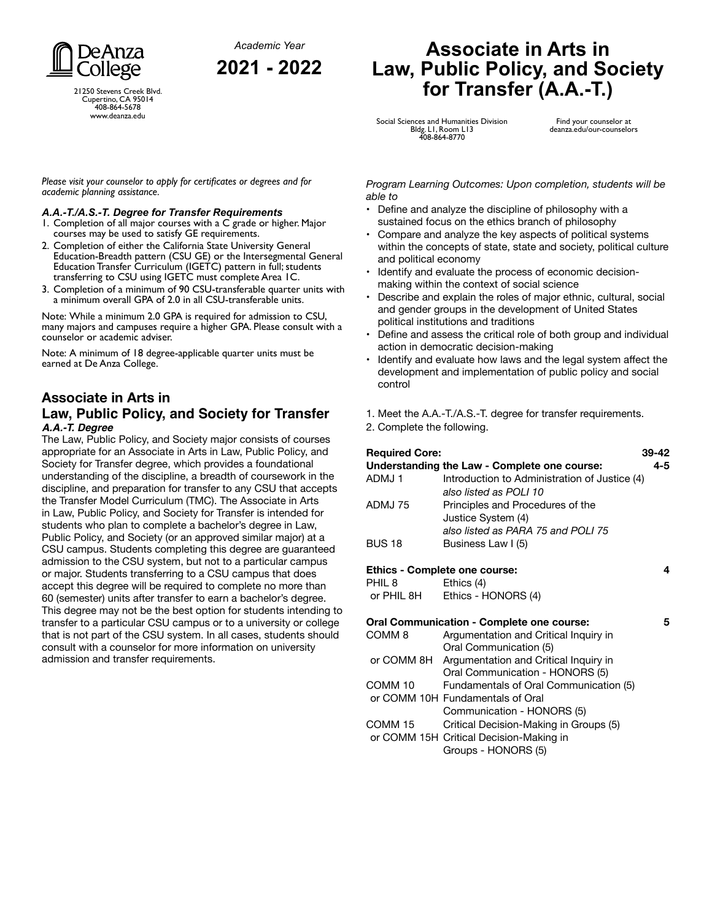De Anza College

21250 Stevens Creek Blvd.
Cupertino, CA 95014
408-864-5678
www.deanza.edu

*Academic Year*

**2021 - 2022**

# Associate in Arts in Law, Public Policy, and Society for Transfer (A.A.-T.)

Social Sciences and Humanities Division
Bldg. L1, Room L13
408-864-8770

Find your counselor at
deanza.edu/our-counselors

*Please visit your counselor to apply for certificates or degrees and for academic planning assistance.*

***A.A.-T./A.S.-T. Degree for Transfer Requirements***

1. Completion of all major courses with a C grade or higher. Major courses may be used to satisfy GE requirements.
2. Completion of either the California State University General Education-Breadth pattern (CSU GE) or the Intersegmental General Education Transfer Curriculum (IGETC) pattern in full; students transferring to CSU using IGETC must complete Area 1C.
3. Completion of a minimum of 90 CSU-transferable quarter units with a minimum overall GPA of 2.0 in all CSU-transferable units.

Note: While a minimum 2.0 GPA is required for admission to CSU, many majors and campuses require a higher GPA. Please consult with a counselor or academic adviser.

Note: A minimum of 18 degree-applicable quarter units must be earned at De Anza College.

## Associate in Arts in Law, Public Policy, and Society for Transfer

***A.A.-T. Degree***

The Law, Public Policy, and Society major consists of courses appropriate for an Associate in Arts in Law, Public Policy, and Society for Transfer degree, which provides a foundational understanding of the discipline, a breadth of coursework in the discipline, and preparation for transfer to any CSU that accepts the Transfer Model Curriculum (TMC). The Associate in Arts in Law, Public Policy, and Society for Transfer is intended for students who plan to complete a bachelor's degree in Law, Public Policy, and Society (or an approved similar major) at a CSU campus. Students completing this degree are guaranteed admission to the CSU system, but not to a particular campus or major. Students transferring to a CSU campus that does accept this degree will be required to complete no more than 60 (semester) units after transfer to earn a bachelor's degree. This degree may not be the best option for students intending to transfer to a particular CSU campus or to a university or college that is not part of the CSU system. In all cases, students should consult with a counselor for more information on university admission and transfer requirements.

*Program Learning Outcomes: Upon completion, students will be able to*

- Define and analyze the discipline of philosophy with a sustained focus on the ethics branch of philosophy
- Compare and analyze the key aspects of political systems within the concepts of state, state and society, political culture and political economy
- Identify and evaluate the process of economic decision-making within the context of social science
- Describe and explain the roles of major ethnic, cultural, social and gender groups in the development of United States political institutions and traditions
- Define and assess the critical role of both group and individual action in democratic decision-making
- Identify and evaluate how laws and the legal system affect the development and implementation of public policy and social control

1. Meet the A.A.-T./A.S.-T. degree for transfer requirements.
2. Complete the following.

**Required Core: 39-42**

**Understanding the Law - Complete one course: 4-5**

| | | |
|---|---|---|
| ADMJ 1 | Introduction to Administration of Justice (4) *also listed as POLI 10* | |
| ADMJ 75 | Principles and Procedures of the Justice System (4) *also listed as PARA 75 and POLI 75* | |
| BUS 18 | Business Law I (5) | |

**Ethics - Complete one course: 4**

| | | |
|---|---|---|
| PHIL 8 | Ethics (4) | |
| or PHIL 8H | Ethics - HONORS (4) | |

**Oral Communication - Complete one course: 5**

| | | |
|---|---|---|
| COMM 8 | Argumentation and Critical Inquiry in Oral Communication (5) | |
| or COMM 8H | Argumentation and Critical Inquiry in Oral Communication - HONORS (5) | |
| COMM 10 | Fundamentals of Oral Communication (5) | |
| or COMM 10H | Fundamentals of Oral Communication - HONORS (5) | |
| COMM 15 | Critical Decision-Making in Groups (5) | |
| or COMM 15H | Critical Decision-Making in Groups - HONORS (5) | |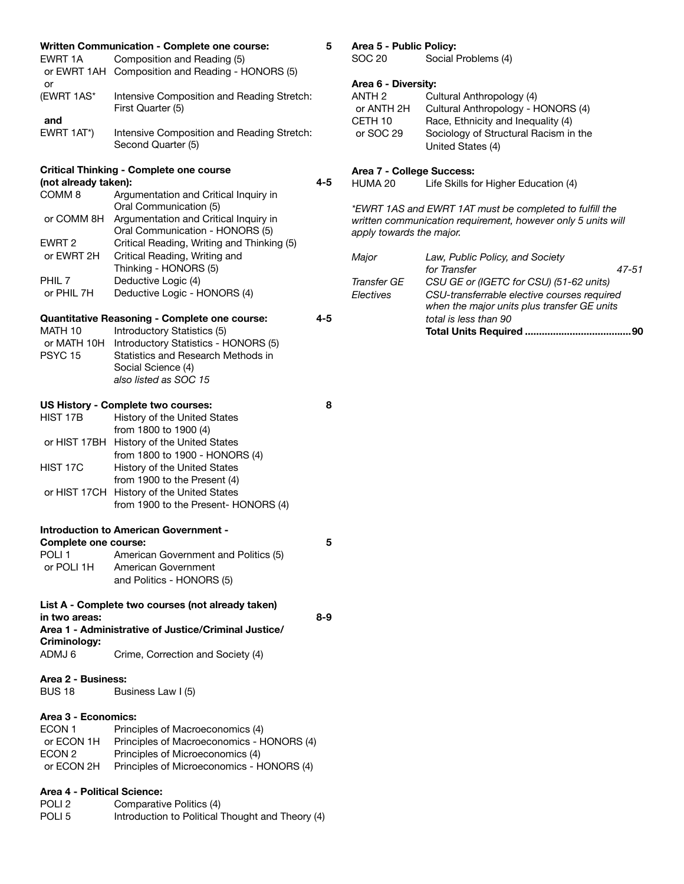**Written Communication - Complete one course: 5**

EWRT 1A Composition and Reading (5)
or EWRT 1AH Composition and Reading - HONORS (5)
or
(EWRT 1AS* Intensive Composition and Reading Stretch: First Quarter (5)
**and**
EWRT 1AT*) Intensive Composition and Reading Stretch: Second Quarter (5)

**Critical Thinking - Complete one course (not already taken): 4-5**

COMM 8 Argumentation and Critical Inquiry in Oral Communication (5)
or COMM 8H Argumentation and Critical Inquiry in Oral Communication - HONORS (5)
EWRT 2 Critical Reading, Writing and Thinking (5)
or EWRT 2H Critical Reading, Writing and Thinking - HONORS (5)
PHIL 7 Deductive Logic (4)
or PHIL 7H Deductive Logic - HONORS (4)

**Quantitative Reasoning - Complete one course: 4-5**

MATH 10 Introductory Statistics (5)
or MATH 10H Introductory Statistics - HONORS (5)
PSYC 15 Statistics and Research Methods in Social Science (4)
*also listed as SOC 15*

**US History - Complete two courses: 8**

HIST 17B History of the United States from 1800 to 1900 (4)
or HIST 17BH History of the United States from 1800 to 1900 - HONORS (4)
HIST 17C History of the United States from 1900 to the Present (4)
or HIST 17CH History of the United States from 1900 to the Present- HONORS (4)

**Introduction to American Government - Complete one course: 5**

POLI 1 American Government and Politics (5)
or POLI 1H American Government and Politics - HONORS (5)

**List A - Complete two courses (not already taken) in two areas: 8-9**

**Area 1 - Administrative of Justice/Criminal Justice/ Criminology:**
ADMJ 6 Crime, Correction and Society (4)

**Area 2 - Business:**
BUS 18 Business Law I (5)

**Area 3 - Economics:**
ECON 1 Principles of Macroeconomics (4)
or ECON 1H Principles of Macroeconomics - HONORS (4)
ECON 2 Principles of Microeconomics (4)
or ECON 2H Principles of Microeconomics - HONORS (4)

**Area 4 - Political Science:**
POLI 2 Comparative Politics (4)
POLI 5 Introduction to Political Thought and Theory (4)

**Area 5 - Public Policy:**
SOC 20 Social Problems (4)

**Area 6 - Diversity:**
ANTH 2 Cultural Anthropology (4)
or ANTH 2H Cultural Anthropology - HONORS (4)
CETH 10 Race, Ethnicity and Inequality (4)
or SOC 29 Sociology of Structural Racism in the United States (4)

**Area 7 - College Success:**
HUMA 20 Life Skills for Higher Education (4)

*\*EWRT 1AS and EWRT 1AT must be completed to fulfill the written communication requirement, however only 5 units will apply towards the major.*

| | | |
|---|---|---|
| *Major* | *Law, Public Policy, and Society for Transfer* | *47-51* |
| *Transfer GE* | *CSU GE or (IGETC for CSU) (51-62 units)* | |
| *Electives* | *CSU-transferrable elective courses required when the major units plus transfer GE units total is less than 90* | |
| | **Total Units Required** | **90** |